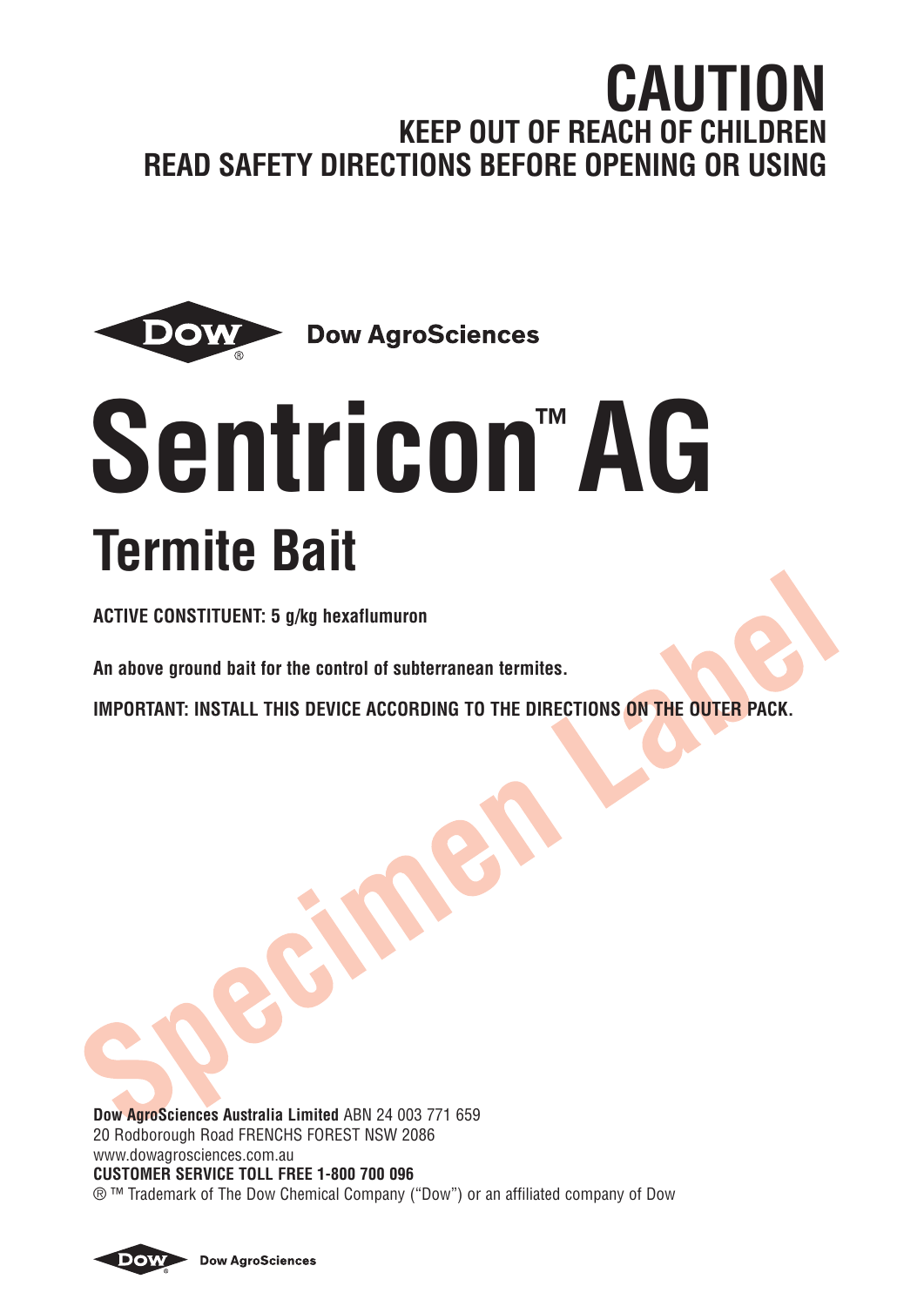# CAUTION

## KEEP OUT OF REACH OF CHILDREN

## READ SAFETY DIRECTIONS BEFORE OPENING OR USING

Dow AgroSciences

# Sentricon™ AG

## Termite Bait

**ACTIVE CONSTITUENT: 5 g/kg hexaflumuron**

**An above ground bait for the control of subterranean termites.**

**IMPORTANT: INSTALL THIS DEVICE ACCORDING TO THE DIRECTIONS ON THE OUTER PACK.**

Specimen Label

**Dow AgroSciences Australia Limited** ABN 24 003 771 659
20 Rodborough Road FRENCHS FOREST NSW 2086
www.dowagrosciences.com.au
**CUSTOMER SERVICE TOLL FREE 1-800 700 096**
® ™ Trademark of The Dow Chemical Company ("Dow") or an affiliated company of Dow

Dow AgroSciences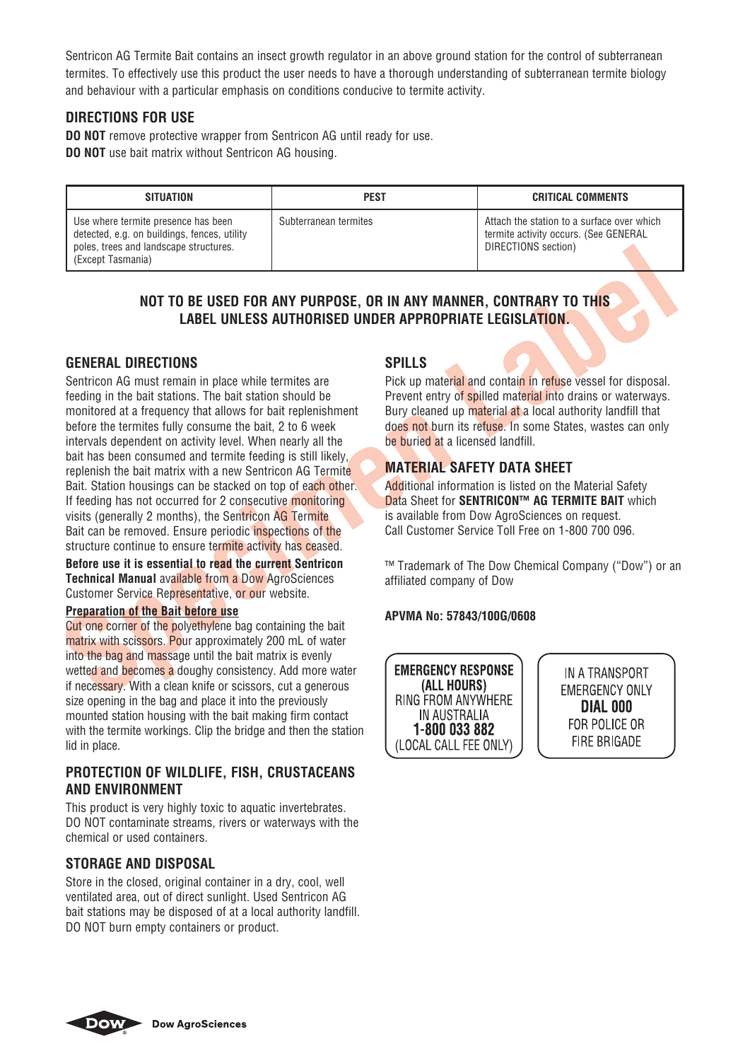Sentricon AG Termite Bait contains an insect growth regulator in an above ground station for the control of subterranean termites. To effectively use this product the user needs to have a thorough understanding of subterranean termite biology and behaviour with a particular emphasis on conditions conducive to termite activity.

## DIRECTIONS FOR USE

**DO NOT** remove protective wrapper from Sentricon AG until ready for use.
**DO NOT** use bait matrix without Sentricon AG housing.

| SITUATION | PEST | CRITICAL COMMENTS |
|---|---|---|
| Use where termite presence has been detected, e.g. on buildings, fences, utility poles, trees and landscape structures. (Except Tasmania) | Subterranean termites | Attach the station to a surface over which termite activity occurs. (See GENERAL DIRECTIONS section) |

**NOT TO BE USED FOR ANY PURPOSE, OR IN ANY MANNER, CONTRARY TO THIS LABEL UNLESS AUTHORISED UNDER APPROPRIATE LEGISLATION.**

## GENERAL DIRECTIONS

Sentricon AG must remain in place while termites are feeding in the bait stations. The bait station should be monitored at a frequency that allows for bait replenishment before the termites fully consume the bait, 2 to 6 week intervals dependent on activity level. When nearly all the bait has been consumed and termite feeding is still likely, replenish the bait matrix with a new Sentricon AG Termite Bait. Station housings can be stacked on top of each other. If feeding has not occurred for 2 consecutive monitoring visits (generally 2 months), the Sentricon AG Termite Bait can be removed. Ensure periodic inspections of the structure continue to ensure termite activity has ceased.

**Before use it is essential to read the current Sentricon Technical Manual** available from a Dow AgroSciences Customer Service Representative, or our website.

**Preparation of the Bait before use**

Cut one corner of the polyethylene bag containing the bait matrix with scissors. Pour approximately 200 mL of water into the bag and massage until the bait matrix is evenly wetted and becomes a doughy consistency. Add more water if necessary. With a clean knife or scissors, cut a generous size opening in the bag and place it into the previously mounted station housing with the bait making firm contact with the termite workings. Clip the bridge and then the station lid in place.

## PROTECTION OF WILDLIFE, FISH, CRUSTACEANS AND ENVIRONMENT

This product is very highly toxic to aquatic invertebrates. DO NOT contaminate streams, rivers or waterways with the chemical or used containers.

## STORAGE AND DISPOSAL

Store in the closed, original container in a dry, cool, well ventilated area, out of direct sunlight. Used Sentricon AG bait stations may be disposed of at a local authority landfill. DO NOT burn empty containers or product.

## SPILLS

Pick up material and contain in refuse vessel for disposal. Prevent entry of spilled material into drains or waterways. Bury cleaned up material at a local authority landfill that does not burn its refuse. In some States, wastes can only be buried at a licensed landfill.

## MATERIAL SAFETY DATA SHEET

Additional information is listed on the Material Safety Data Sheet for **SENTRICON™ AG TERMITE BAIT** which is available from Dow AgroSciences on request. Call Customer Service Toll Free on 1-800 700 096.

™ Trademark of The Dow Chemical Company ("Dow") or an affiliated company of Dow

**APVMA No: 57843/100G/0608**

**EMERGENCY RESPONSE (ALL HOURS)**
RING FROM ANYWHERE IN AUSTRALIA
**1-800 033 882**
(LOCAL CALL FEE ONLY)

IN A TRANSPORT EMERGENCY ONLY
**DIAL 000**
FOR POLICE OR FIRE BRIGADE

Specimen Label

Dow AgroSciences